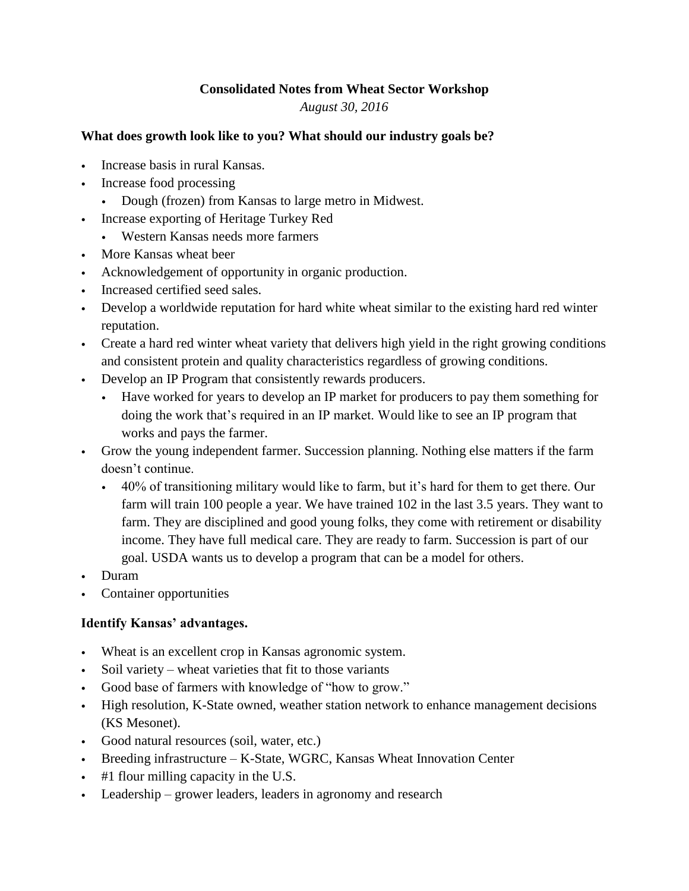# Consolidated Notes from Wheat Sector Workshop

*August 30, 2016*

## What does growth look like to you? What should our industry goals be?

- Increase basis in rural Kansas.
- Increase food processing
  - Dough (frozen) from Kansas to large metro in Midwest.
- Increase exporting of Heritage Turkey Red
  - Western Kansas needs more farmers
- More Kansas wheat beer
- Acknowledgement of opportunity in organic production.
- Increased certified seed sales.
- Develop a worldwide reputation for hard white wheat similar to the existing hard red winter reputation.
- Create a hard red winter wheat variety that delivers high yield in the right growing conditions and consistent protein and quality characteristics regardless of growing conditions.
- Develop an IP Program that consistently rewards producers.
  - Have worked for years to develop an IP market for producers to pay them something for doing the work that's required in an IP market. Would like to see an IP program that works and pays the farmer.
- Grow the young independent farmer. Succession planning. Nothing else matters if the farm doesn't continue.
  - 40% of transitioning military would like to farm, but it's hard for them to get there. Our farm will train 100 people a year. We have trained 102 in the last 3.5 years. They want to farm. They are disciplined and good young folks, they come with retirement or disability income. They have full medical care. They are ready to farm. Succession is part of our goal. USDA wants us to develop a program that can be a model for others.
- Duram
- Container opportunities

## Identify Kansas' advantages.

- Wheat is an excellent crop in Kansas agronomic system.
- Soil variety – wheat varieties that fit to those variants
- Good base of farmers with knowledge of "how to grow."
- High resolution, K-State owned, weather station network to enhance management decisions (KS Mesonet).
- Good natural resources (soil, water, etc.)
- Breeding infrastructure – K-State, WGRC, Kansas Wheat Innovation Center
- #1 flour milling capacity in the U.S.
- Leadership – grower leaders, leaders in agronomy and research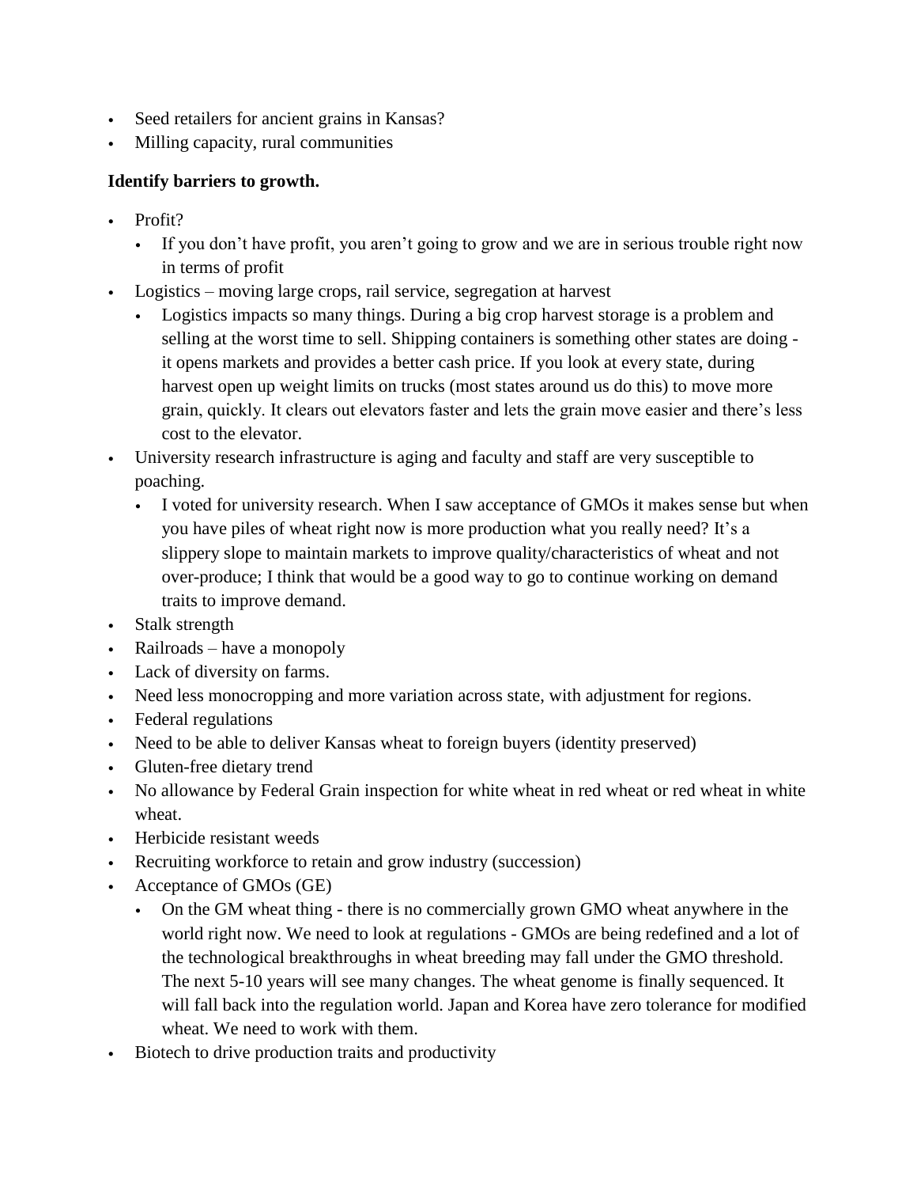- Seed retailers for ancient grains in Kansas?
- Milling capacity, rural communities

**Identify barriers to growth.**

- Profit?
  - If you don't have profit, you aren't going to grow and we are in serious trouble right now in terms of profit
- Logistics – moving large crops, rail service, segregation at harvest
  - Logistics impacts so many things. During a big crop harvest storage is a problem and selling at the worst time to sell. Shipping containers is something other states are doing - it opens markets and provides a better cash price. If you look at every state, during harvest open up weight limits on trucks (most states around us do this) to move more grain, quickly. It clears out elevators faster and lets the grain move easier and there's less cost to the elevator.
- University research infrastructure is aging and faculty and staff are very susceptible to poaching.
  - I voted for university research. When I saw acceptance of GMOs it makes sense but when you have piles of wheat right now is more production what you really need? It's a slippery slope to maintain markets to improve quality/characteristics of wheat and not over-produce; I think that would be a good way to go to continue working on demand traits to improve demand.
- Stalk strength
- Railroads – have a monopoly
- Lack of diversity on farms.
- Need less monocropping and more variation across state, with adjustment for regions.
- Federal regulations
- Need to be able to deliver Kansas wheat to foreign buyers (identity preserved)
- Gluten-free dietary trend
- No allowance by Federal Grain inspection for white wheat in red wheat or red wheat in white wheat.
- Herbicide resistant weeds
- Recruiting workforce to retain and grow industry (succession)
- Acceptance of GMOs (GE)
  - On the GM wheat thing - there is no commercially grown GMO wheat anywhere in the world right now. We need to look at regulations - GMOs are being redefined and a lot of the technological breakthroughs in wheat breeding may fall under the GMO threshold. The next 5-10 years will see many changes. The wheat genome is finally sequenced. It will fall back into the regulation world. Japan and Korea have zero tolerance for modified wheat. We need to work with them.
- Biotech to drive production traits and productivity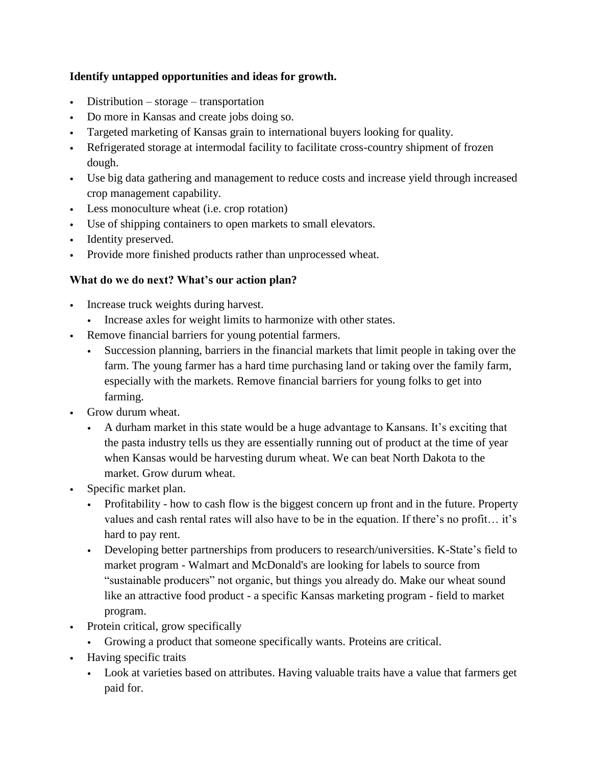**Identify untapped opportunities and ideas for growth.**

- Distribution – storage – transportation
- Do more in Kansas and create jobs doing so.
- Targeted marketing of Kansas grain to international buyers looking for quality.
- Refrigerated storage at intermodal facility to facilitate cross-country shipment of frozen dough.
- Use big data gathering and management to reduce costs and increase yield through increased crop management capability.
- Less monoculture wheat (i.e. crop rotation)
- Use of shipping containers to open markets to small elevators.
- Identity preserved.
- Provide more finished products rather than unprocessed wheat.

**What do we do next? What's our action plan?**

- Increase truck weights during harvest.
  - Increase axles for weight limits to harmonize with other states.
- Remove financial barriers for young potential farmers.
  - Succession planning, barriers in the financial markets that limit people in taking over the farm. The young farmer has a hard time purchasing land or taking over the family farm, especially with the markets. Remove financial barriers for young folks to get into farming.
- Grow durum wheat.
  - A durham market in this state would be a huge advantage to Kansans. It's exciting that the pasta industry tells us they are essentially running out of product at the time of year when Kansas would be harvesting durum wheat. We can beat North Dakota to the market. Grow durum wheat.
- Specific market plan.
  - Profitability - how to cash flow is the biggest concern up front and in the future. Property values and cash rental rates will also have to be in the equation. If there's no profit… it's hard to pay rent.
  - Developing better partnerships from producers to research/universities. K-State's field to market program - Walmart and McDonald's are looking for labels to source from "sustainable producers" not organic, but things you already do. Make our wheat sound like an attractive food product - a specific Kansas marketing program - field to market program.
- Protein critical, grow specifically
  - Growing a product that someone specifically wants. Proteins are critical.
- Having specific traits
  - Look at varieties based on attributes. Having valuable traits have a value that farmers get paid for.